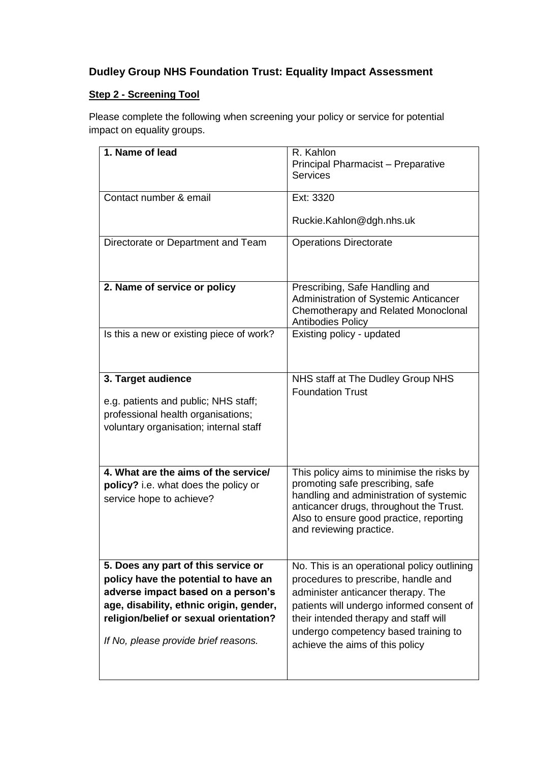## Dudley Group NHS Foundation Trust: Equality Impact Assessment

**Step 2 - Screening Tool**

Please complete the following when screening your policy or service for potential impact on equality groups.

| | |
|---|---|
| **1. Name of lead** | R. Kahlon<br>Principal Pharmacist – Preparative Services |
| Contact number & email | Ext: 3320<br><br>Ruckie.Kahlon@dgh.nhs.uk |
| Directorate or Department and Team | Operations Directorate |
| **2. Name of service or policy** | Prescribing, Safe Handling and Administration of Systemic Anticancer Chemotherapy and Related Monoclonal Antibodies Policy |
| Is this a new or existing piece of work? | Existing policy - updated |
| **3. Target audience**<br><br>e.g. patients and public; NHS staff; professional health organisations; voluntary organisation; internal staff | NHS staff at The Dudley Group NHS Foundation Trust |
| **4. What are the aims of the service/ policy?** i.e. what does the policy or service hope to achieve? | This policy aims to minimise the risks by promoting safe prescribing, safe handling and administration of systemic anticancer drugs, throughout the Trust. Also to ensure good practice, reporting and reviewing practice. |
| **5. Does any part of this service or policy have the potential to have an adverse impact based on a person's age, disability, ethnic origin, gender, religion/belief or sexual orientation?**<br><br>*If No, please provide brief reasons.* | No. This is an operational policy outlining procedures to prescribe, handle and administer anticancer therapy. The patients will undergo informed consent of their intended therapy and staff will undergo competency based training to achieve the aims of this policy |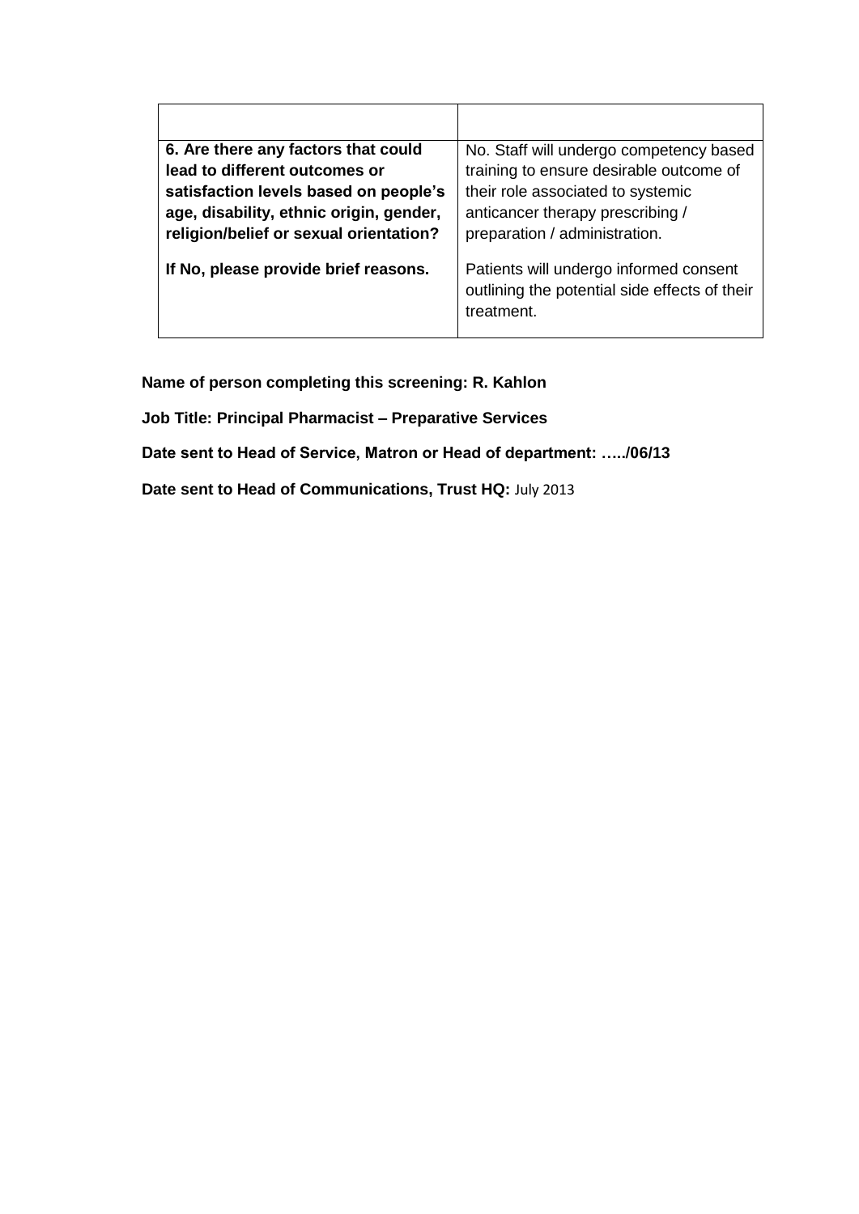| | |
|---|---|
| | |
| **6. Are there any factors that could lead to different outcomes or satisfaction levels based on people's age, disability, ethnic origin, gender, religion/belief or sexual orientation?**<br><br>**If No, please provide brief reasons.** | No. Staff will undergo competency based training to ensure desirable outcome of their role associated to systemic anticancer therapy prescribing / preparation / administration.<br><br>Patients will undergo informed consent outlining the potential side effects of their treatment. |

**Name of person completing this screening: R. Kahlon**

**Job Title: Principal Pharmacist – Preparative Services**

**Date sent to Head of Service, Matron or Head of department: …../06/13**

**Date sent to Head of Communications, Trust HQ:** July 2013